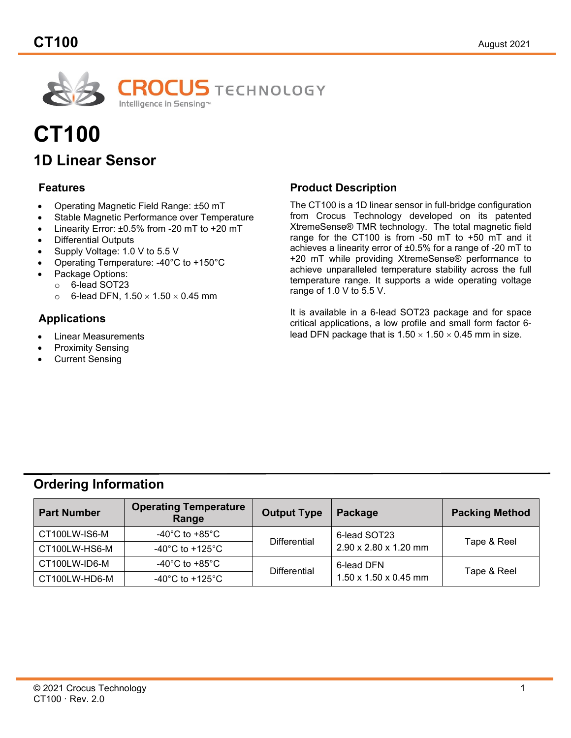CROCUS TECHNOLOGY

Intelligence in Sensing™

# CT100

## 1D Linear Sensor

### Features

- Operating Magnetic Field Range: ±50 mT
- Stable Magnetic Performance over Temperature
- Linearity Error: ±0.5% from -20 mT to +20 mT
- Differential Outputs
- Supply Voltage: 1.0 V to 5.5 V
- Operating Temperature: -40°C to +150°C
- Package Options:
  - 6-lead SOT23
  - 6-lead DFN, 1.50 × 1.50 × 0.45 mm

### Applications

- Linear Measurements
- Proximity Sensing
- Current Sensing

### Product Description

The CT100 is a 1D linear sensor in full-bridge configuration from Crocus Technology developed on its patented XtremeSense® TMR technology. The total magnetic field range for the CT100 is from -50 mT to +50 mT and it achieves a linearity error of ±0.5% for a range of -20 mT to +20 mT while providing XtremeSense® performance to achieve unparalleled temperature stability across the full temperature range. It supports a wide operating voltage range of 1.0 V to 5.5 V.

It is available in a 6-lead SOT23 package and for space critical applications, a low profile and small form factor 6-lead DFN package that is 1.50 × 1.50 × 0.45 mm in size.

## Ordering Information

| Part Number | Operating Temperature Range | Output Type | Package | Packing Method |
|---|---|---|---|---|
| CT100LW-IS6-M | -40°C to +85°C | Differential | 6-lead SOT23<br>2.90 x 2.80 x 1.20 mm | Tape & Reel |
| CT100LW-HS6-M | -40°C to +125°C | | | |
| CT100LW-ID6-M | -40°C to +85°C | Differential | 6-lead DFN<br>1.50 x 1.50 x 0.45 mm | Tape & Reel |
| CT100LW-HD6-M | -40°C to +125°C | | | |

© 2021 Crocus Technology
CT100 · Rev. 2.0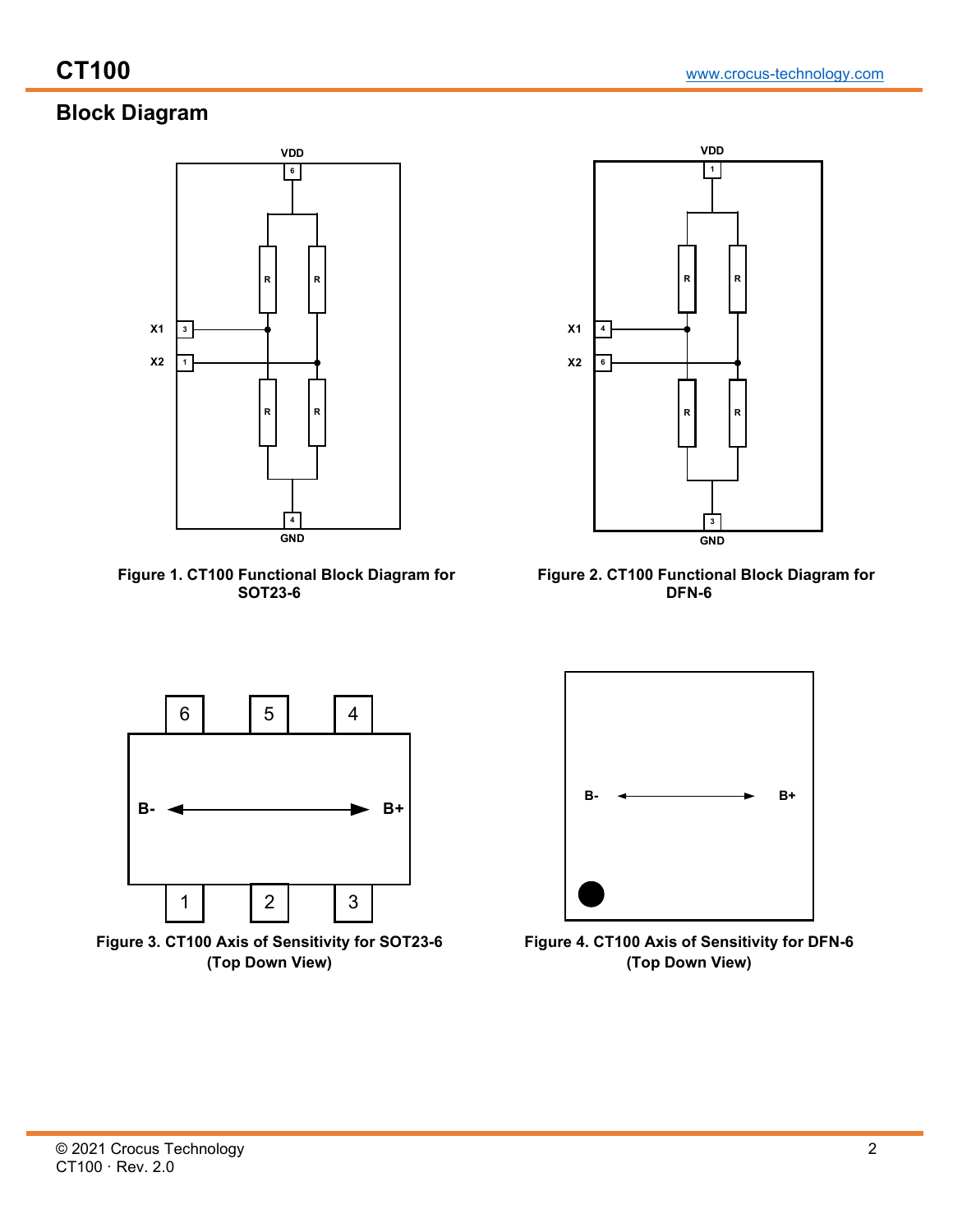## Block Diagram

Figure 1. CT100 Functional Block Diagram for SOT23-6

Figure 2. CT100 Functional Block Diagram for DFN-6

Figure 3. CT100 Axis of Sensitivity for SOT23-6 (Top Down View)

Figure 4. CT100 Axis of Sensitivity for DFN-6 (Top Down View)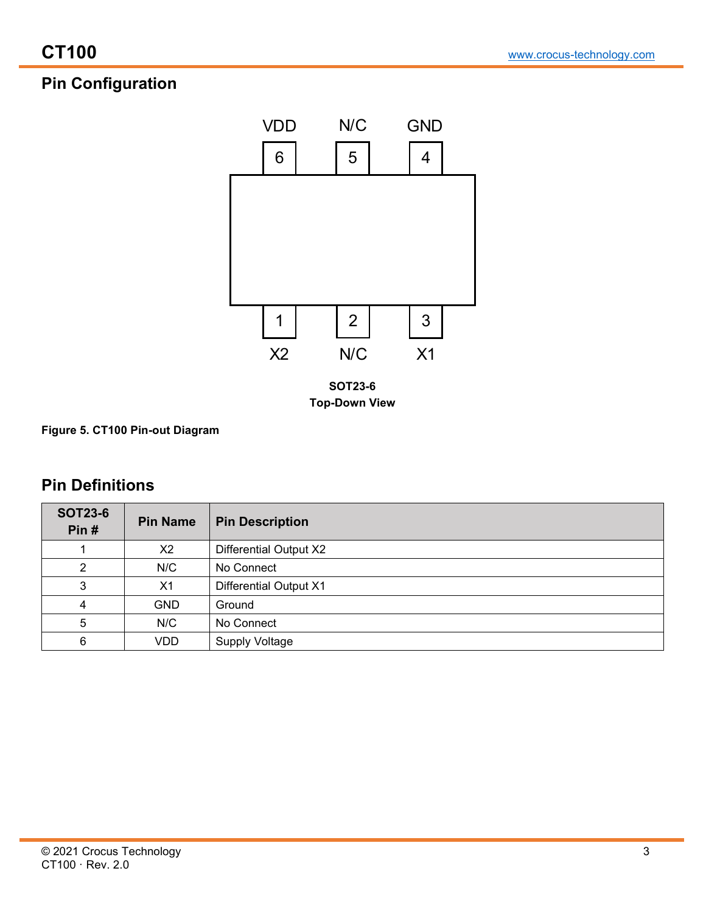## Pin Configuration

VDD N/C GND

6 5 4

1 2 3

X2 N/C X1

**SOT23-6**
**Top-Down View**

**Figure 5. CT100 Pin-out Diagram**

## Pin Definitions

| SOT23-6 Pin # | Pin Name | Pin Description |
|---|---|---|
| 1 | X2 | Differential Output X2 |
| 2 | N/C | No Connect |
| 3 | X1 | Differential Output X1 |
| 4 | GND | Ground |
| 5 | N/C | No Connect |
| 6 | VDD | Supply Voltage |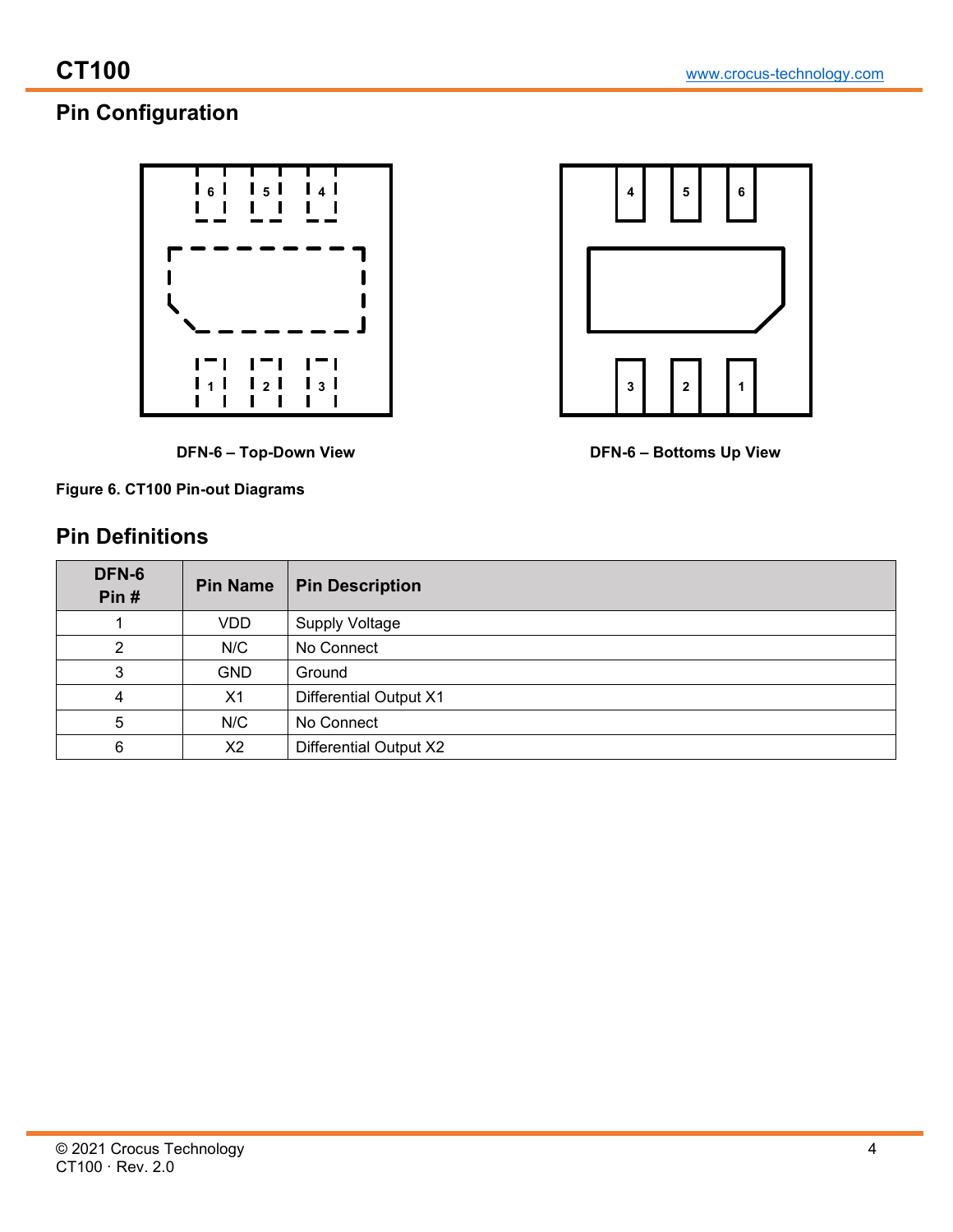## Pin Configuration

DFN-6 – Top-Down View

DFN-6 – Bottoms Up View

**Figure 6. CT100 Pin-out Diagrams**

## Pin Definitions

| DFN-6 Pin # | Pin Name | Pin Description |
|---|---|---|
| 1 | VDD | Supply Voltage |
| 2 | N/C | No Connect |
| 3 | GND | Ground |
| 4 | X1 | Differential Output X1 |
| 5 | N/C | No Connect |
| 6 | X2 | Differential Output X2 |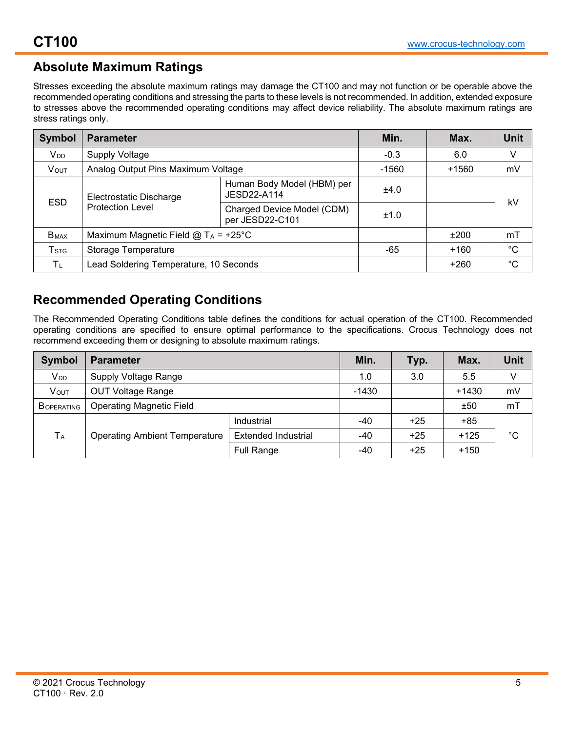## Absolute Maximum Ratings

Stresses exceeding the absolute maximum ratings may damage the CT100 and may not function or be operable above the recommended operating conditions and stressing the parts to these levels is not recommended. In addition, extended exposure to stresses above the recommended operating conditions may affect device reliability. The absolute maximum ratings are stress ratings only.

| Symbol | Parameter | | Min. | Max. | Unit |
|---|---|---|---|---|---|
| $V_{DD}$ | Supply Voltage | | -0.3 | 6.0 | V |
| $V_{OUT}$ | Analog Output Pins Maximum Voltage | | -1560 | +1560 | mV |
| ESD | Electrostatic Discharge Protection Level | Human Body Model (HBM) per JESD22-A114 | ±4.0 | | kV |
| | | Charged Device Model (CDM) per JESD22-C101 | ±1.0 | | |
| $B_{MAX}$ | Maximum Magnetic Field @ $T_A$ = +25°C | | | ±200 | mT |
| $T_{STG}$ | Storage Temperature | | -65 | +160 | °C |
| $T_L$ | Lead Soldering Temperature, 10 Seconds | | | +260 | °C |

## Recommended Operating Conditions

The Recommended Operating Conditions table defines the conditions for actual operation of the CT100. Recommended operating conditions are specified to ensure optimal performance to the specifications. Crocus Technology does not recommend exceeding them or designing to absolute maximum ratings.

| Symbol | Parameter | | Min. | Typ. | Max. | Unit |
|---|---|---|---|---|---|---|
| $V_{DD}$ | Supply Voltage Range | | 1.0 | 3.0 | 5.5 | V |
| $V_{OUT}$ | OUT Voltage Range | | -1430 | | +1430 | mV |
| $B_{OPERATING}$ | Operating Magnetic Field | | | | ±50 | mT |
| $T_A$ | Operating Ambient Temperature | Industrial | -40 | +25 | +85 | °C |
| | | Extended Industrial | -40 | +25 | +125 | |
| | | Full Range | -40 | +25 | +150 | |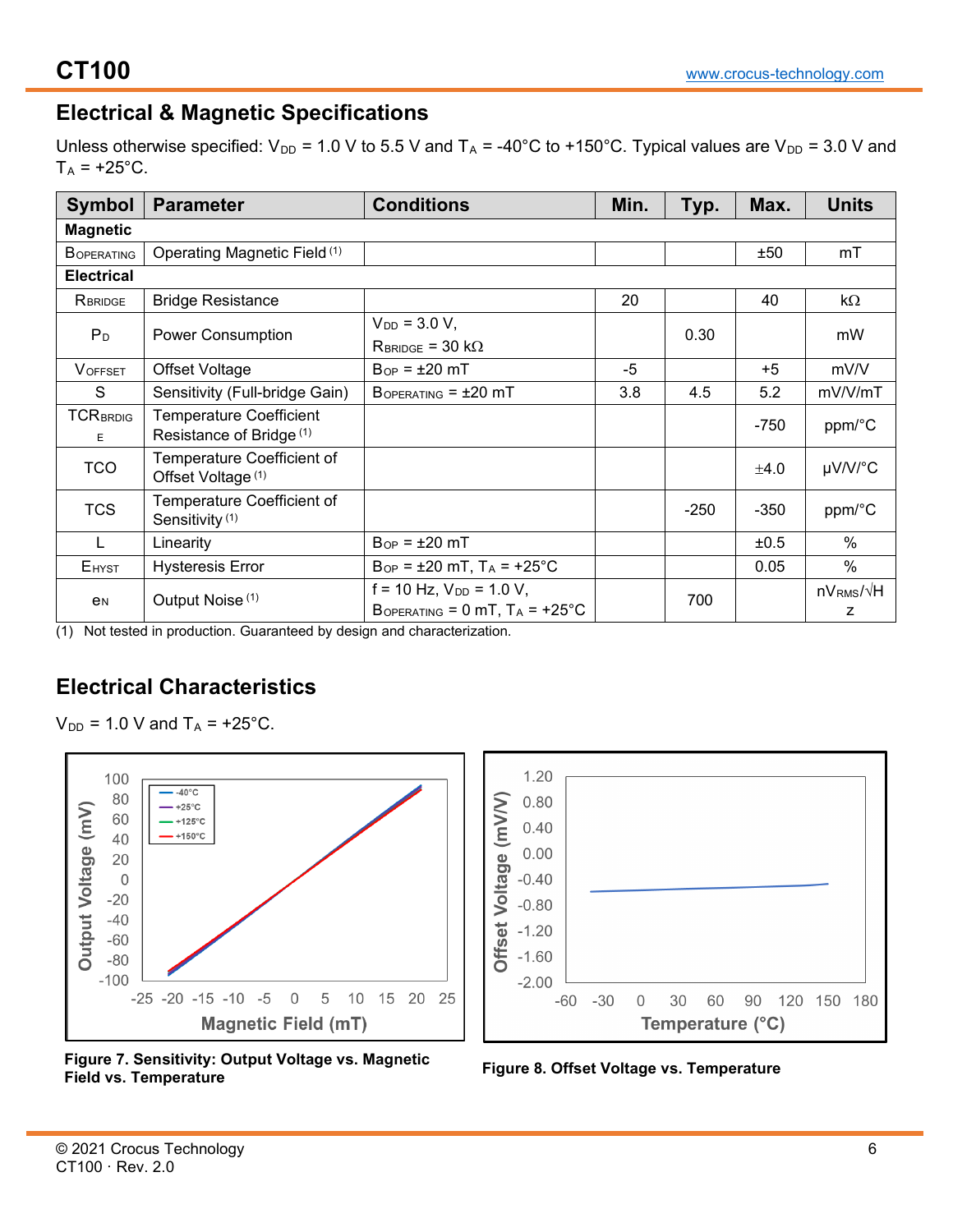## Electrical & Magnetic Specifications

Unless otherwise specified: $V_{DD}$ = 1.0 V to 5.5 V and $T_A$ = -40°C to +150°C. Typical values are $V_{DD}$ = 3.0 V and $T_A$ = +25°C.

| Symbol | Parameter | Conditions | Min. | Typ. | Max. | Units |
|---|---|---|---|---|---|---|
| **Magnetic** | | | | | | |
| $B_{OPERATING}$ | Operating Magnetic Field (1) | | | | ±50 | mT |
| **Electrical** | | | | | | |
| $R_{BRIDGE}$ | Bridge Resistance | | 20 | | 40 | kΩ |
| $P_D$ | Power Consumption | $V_{DD}$ = 3.0 V, $R_{BRIDGE}$ = 30 kΩ | | 0.30 | | mW |
| $V_{OFFSET}$ | Offset Voltage | $B_{OP}$ = ±20 mT | -5 | | +5 | mV/V |
| S | Sensitivity (Full-bridge Gain) | $B_{OPERATING}$ = ±20 mT | 3.8 | 4.5 | 5.2 | mV/V/mT |
| $TCR_{BRDIGE}$ | Temperature Coefficient Resistance of Bridge (1) | | | | -750 | ppm/°C |
| TCO | Temperature Coefficient of Offset Voltage (1) | | | | ±4.0 | µV/V/°C |
| TCS | Temperature Coefficient of Sensitivity (1) | | | -250 | -350 | ppm/°C |
| L | Linearity | $B_{OP}$ = ±20 mT | | | ±0.5 | % |
| $E_{HYST}$ | Hysteresis Error | $B_{OP}$ = ±20 mT, $T_A$ = +25°C | | | 0.05 | % |
| $e_N$ | Output Noise (1) | f = 10 Hz, $V_{DD}$ = 1.0 V, $B_{OPERATING}$ = 0 mT, $T_A$ = +25°C | | 700 | | $nV_{RMS}/\sqrt{Hz}$ |

(1) Not tested in production. Guaranteed by design and characterization.

## Electrical Characteristics

$V_{DD}$ = 1.0 V and $T_A$ = +25°C.

**Figure 7. Sensitivity: Output Voltage vs. Magnetic Field vs. Temperature**

**Figure 8. Offset Voltage vs. Temperature**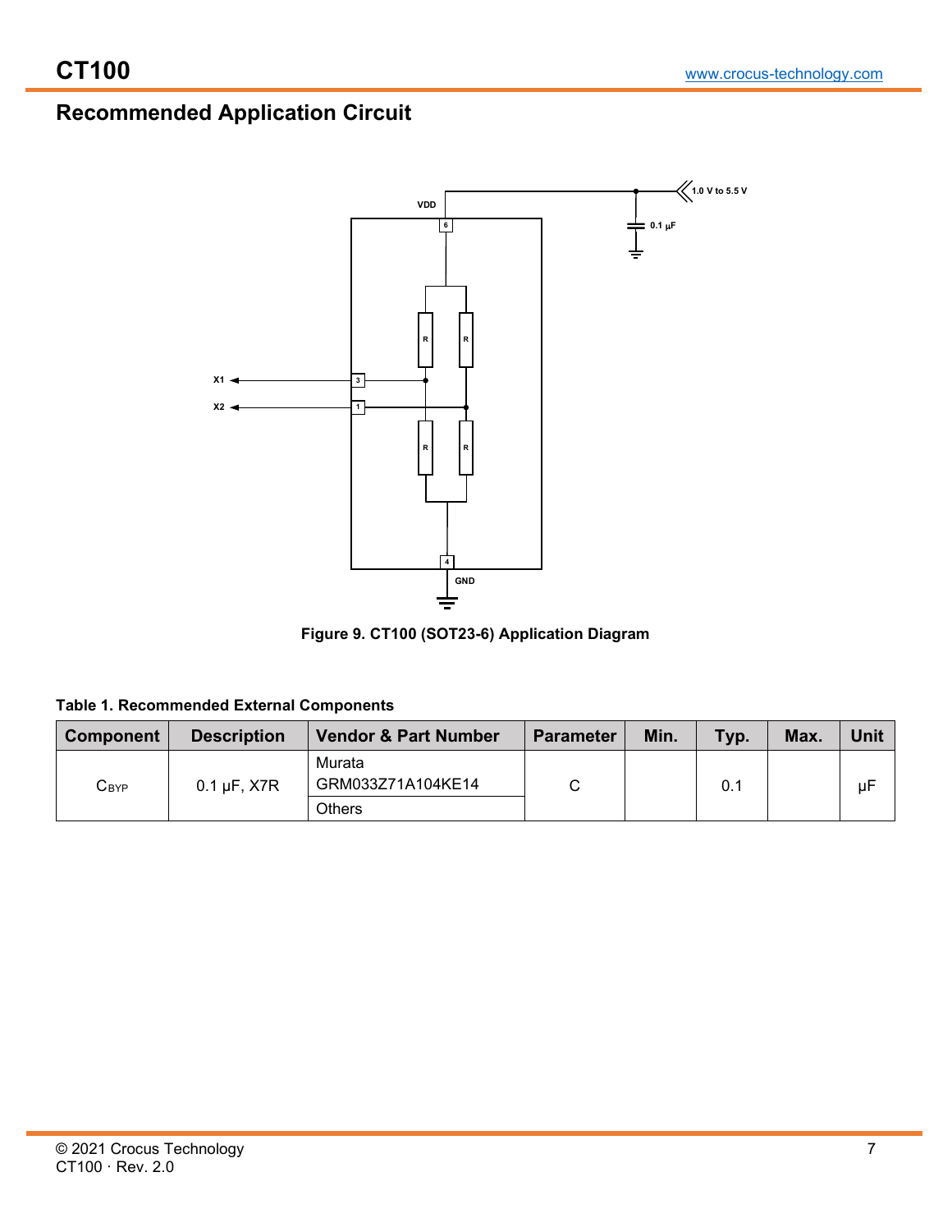## Recommended Application Circuit

Figure 9. CT100 (SOT23-6) Application Diagram

**Table 1. Recommended External Components**

| Component | Description | Vendor & Part Number | Parameter | Min. | Typ. | Max. | Unit |
|---|---|---|---|---|---|---|---|
| $C_{BYP}$ | 0.1 µF, X7R | Murata GRM033Z71A104KE14 | C | | 0.1 | | µF |
| | | Others | | | | | |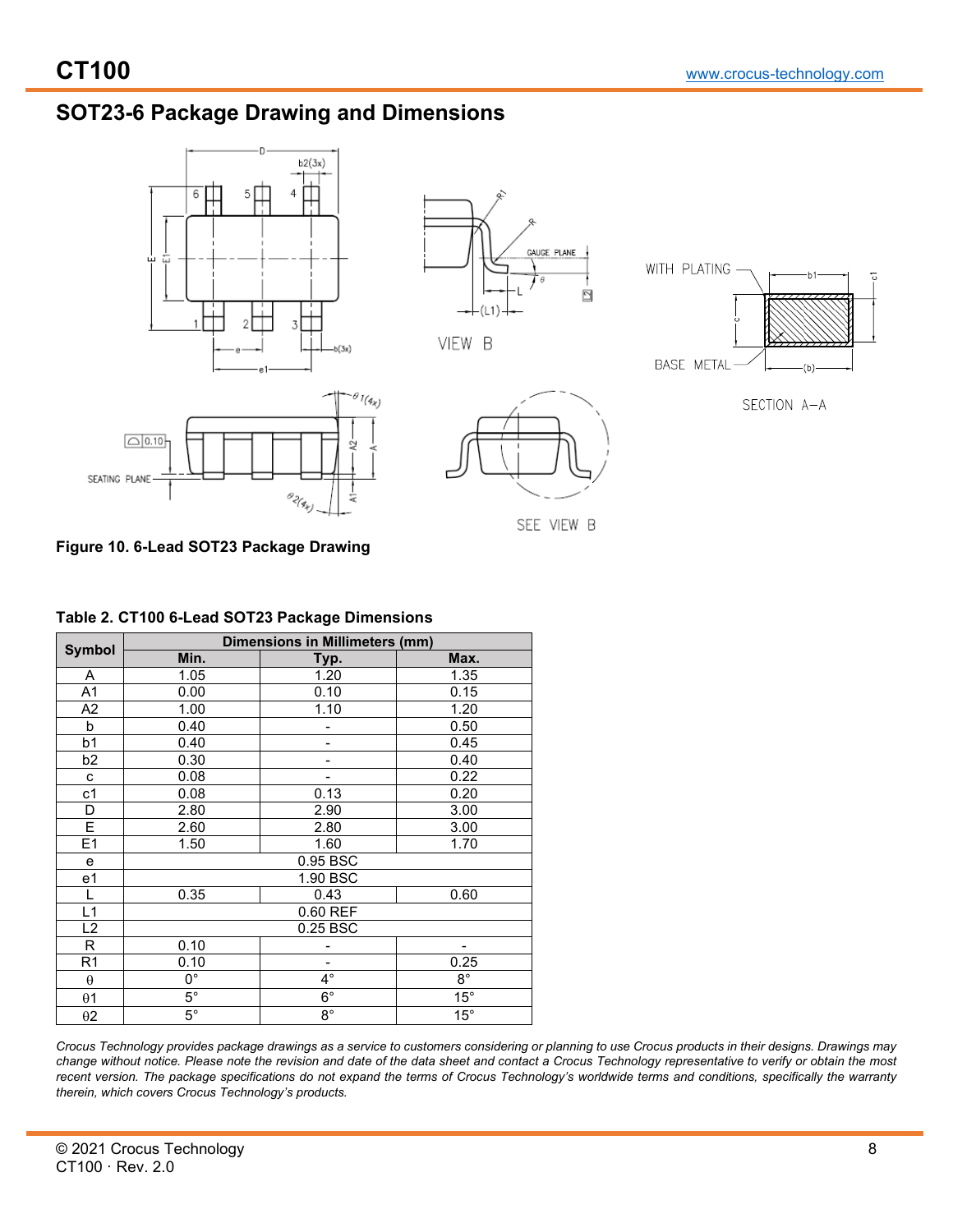## SOT23-6 Package Drawing and Dimensions

**Figure 10. 6-Lead SOT23 Package Drawing**

**Table 2. CT100 6-Lead SOT23 Package Dimensions**

| Symbol | Dimensions in Millimeters (mm) | | |
|---|---|---|---|
| | Min. | Typ. | Max. |
| A | 1.05 | 1.20 | 1.35 |
| A1 | 0.00 | 0.10 | 0.15 |
| A2 | 1.00 | 1.10 | 1.20 |
| b | 0.40 | - | 0.50 |
| b1 | 0.40 | - | 0.45 |
| b2 | 0.30 | - | 0.40 |
| c | 0.08 | - | 0.22 |
| c1 | 0.08 | 0.13 | 0.20 |
| D | 2.80 | 2.90 | 3.00 |
| E | 2.60 | 2.80 | 3.00 |
| E1 | 1.50 | 1.60 | 1.70 |
| e | | 0.95 BSC | |
| e1 | | 1.90 BSC | |
| L | 0.35 | 0.43 | 0.60 |
| L1 | | 0.60 REF | |
| L2 | | 0.25 BSC | |
| R | 0.10 | - | - |
| R1 | 0.10 | - | 0.25 |
| $\theta$ | 0° | 4° | 8° |
| $\theta 1$ | 5° | 6° | 15° |
| $\theta 2$ | 5° | 8° | 15° |

*Crocus Technology provides package drawings as a service to customers considering or planning to use Crocus products in their designs. Drawings may change without notice. Please note the revision and date of the data sheet and contact a Crocus Technology representative to verify or obtain the most recent version. The package specifications do not expand the terms of Crocus Technology's worldwide terms and conditions, specifically the warranty therein, which covers Crocus Technology's products.*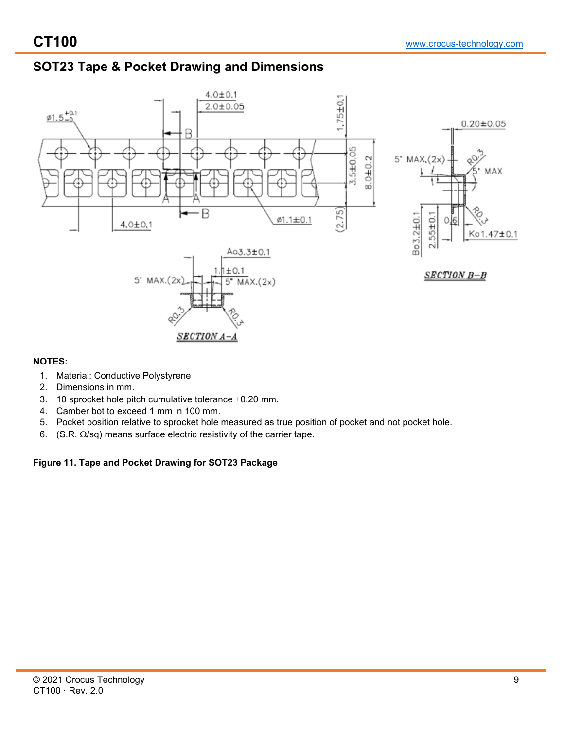## SOT23 Tape & Pocket Drawing and Dimensions

**NOTES:**

1. Material: Conductive Polystyrene
2. Dimensions in mm.
3. 10 sprocket hole pitch cumulative tolerance ±0.20 mm.
4. Camber bot to exceed 1 mm in 100 mm.
5. Pocket position relative to sprocket hole measured as true position of pocket and not pocket hole.
6. (S.R. Ω/sq) means surface electric resistivity of the carrier tape.

**Figure 11. Tape and Pocket Drawing for SOT23 Package**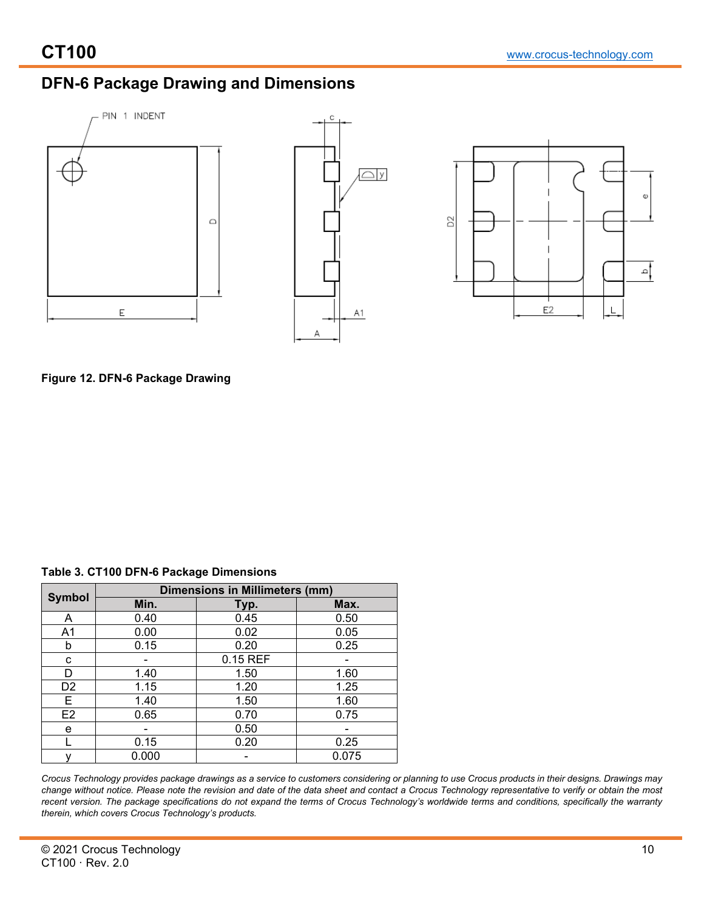## DFN-6 Package Drawing and Dimensions

**Figure 12. DFN-6 Package Drawing**

**Table 3. CT100 DFN-6 Package Dimensions**

| Symbol | Dimensions in Millimeters (mm) | | |
|---|---|---|---|
| | Min. | Typ. | Max. |
| A | 0.40 | 0.45 | 0.50 |
| A1 | 0.00 | 0.02 | 0.05 |
| b | 0.15 | 0.20 | 0.25 |
| c | - | 0.15 REF | - |
| D | 1.40 | 1.50 | 1.60 |
| D2 | 1.15 | 1.20 | 1.25 |
| E | 1.40 | 1.50 | 1.60 |
| E2 | 0.65 | 0.70 | 0.75 |
| e | - | 0.50 | - |
| L | 0.15 | 0.20 | 0.25 |
| y | 0.000 | - | 0.075 |

*Crocus Technology provides package drawings as a service to customers considering or planning to use Crocus products in their designs. Drawings may change without notice. Please note the revision and date of the data sheet and contact a Crocus Technology representative to verify or obtain the most recent version. The package specifications do not expand the terms of Crocus Technology's worldwide terms and conditions, specifically the warranty therein, which covers Crocus Technology's products.*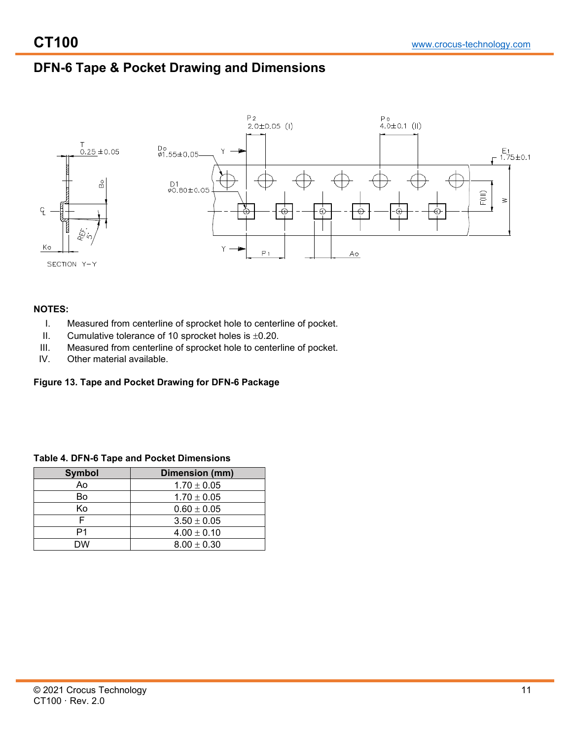## DFN-6 Tape & Pocket Drawing and Dimensions

**NOTES:**

I. Measured from centerline of sprocket hole to centerline of pocket.
II. Cumulative tolerance of 10 sprocket holes is ±0.20.
III. Measured from centerline of sprocket hole to centerline of pocket.
IV. Other material available.

**Figure 13. Tape and Pocket Drawing for DFN-6 Package**

**Table 4. DFN-6 Tape and Pocket Dimensions**

| Symbol | Dimension (mm) |
|---|---|
| Ao | 1.70 ± 0.05 |
| Bo | 1.70 ± 0.05 |
| Ko | 0.60 ± 0.05 |
| F | 3.50 ± 0.05 |
| P1 | 4.00 ± 0.10 |
| DW | 8.00 ± 0.30 |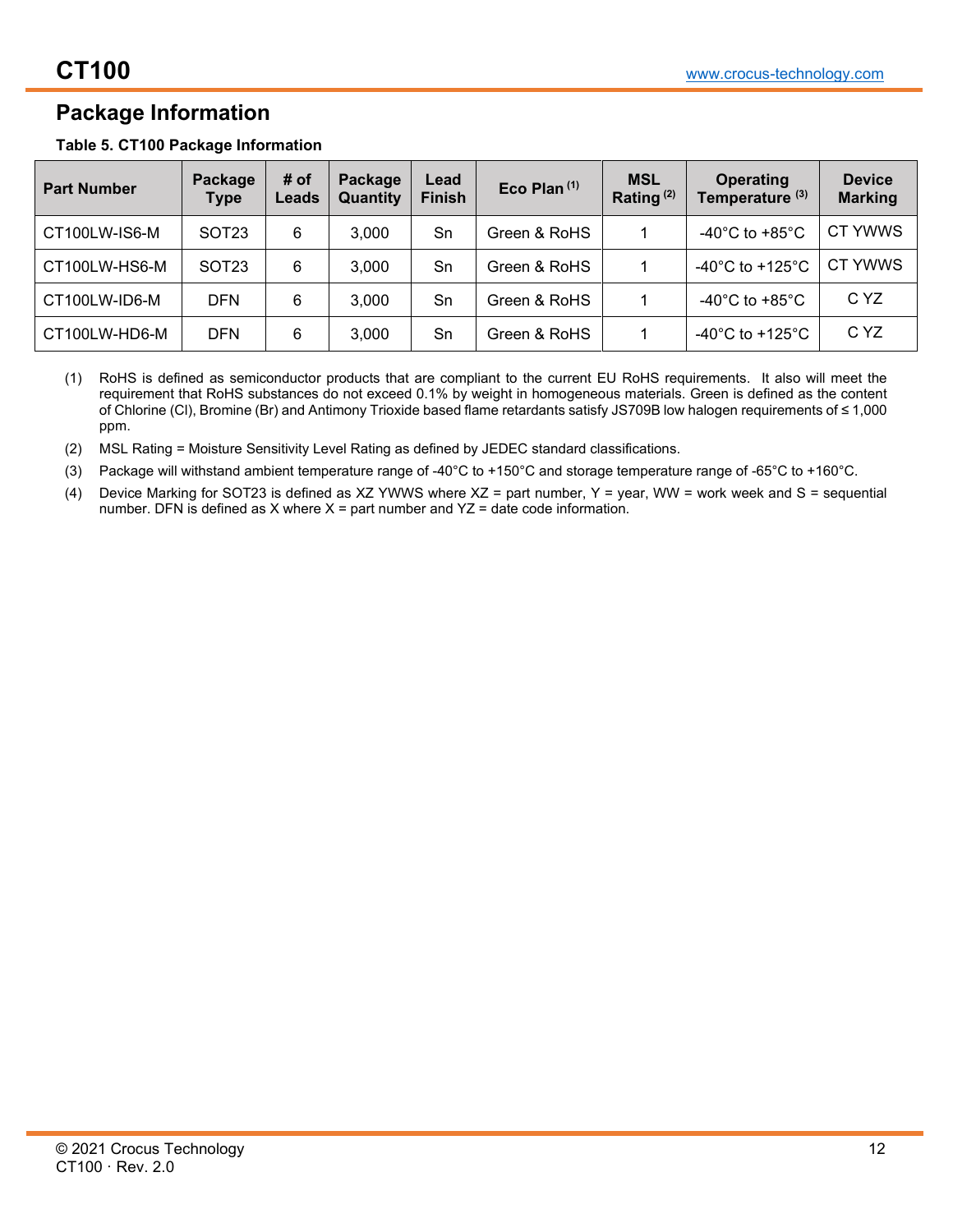## Package Information

**Table 5. CT100 Package Information**

| Part Number | Package Type | # of Leads | Package Quantity | Lead Finish | Eco Plan [1] | MSL Rating [2] | Operating Temperature [3] | Device Marking |
|---|---|---|---|---|---|---|---|---|
| CT100LW-IS6-M | SOT23 | 6 | 3,000 | Sn | Green & RoHS | 1 | -40°C to +85°C | CT YWWS |
| CT100LW-HS6-M | SOT23 | 6 | 3,000 | Sn | Green & RoHS | 1 | -40°C to +125°C | CT YWWS |
| CT100LW-ID6-M | DFN | 6 | 3,000 | Sn | Green & RoHS | 1 | -40°C to +85°C | C YZ |
| CT100LW-HD6-M | DFN | 6 | 3,000 | Sn | Green & RoHS | 1 | -40°C to +125°C | C YZ |

(1) RoHS is defined as semiconductor products that are compliant to the current EU RoHS requirements. It also will meet the requirement that RoHS substances do not exceed 0.1% by weight in homogeneous materials. Green is defined as the content of Chlorine (Cl), Bromine (Br) and Antimony Trioxide based flame retardants satisfy JS709B low halogen requirements of ≤ 1,000 ppm.

(2) MSL Rating = Moisture Sensitivity Level Rating as defined by JEDEC standard classifications.

(3) Package will withstand ambient temperature range of -40°C to +150°C and storage temperature range of -65°C to +160°C.

(4) Device Marking for SOT23 is defined as XZ YWWS where XZ = part number, Y = year, WW = work week and S = sequential number. DFN is defined as X where X = part number and YZ = date code information.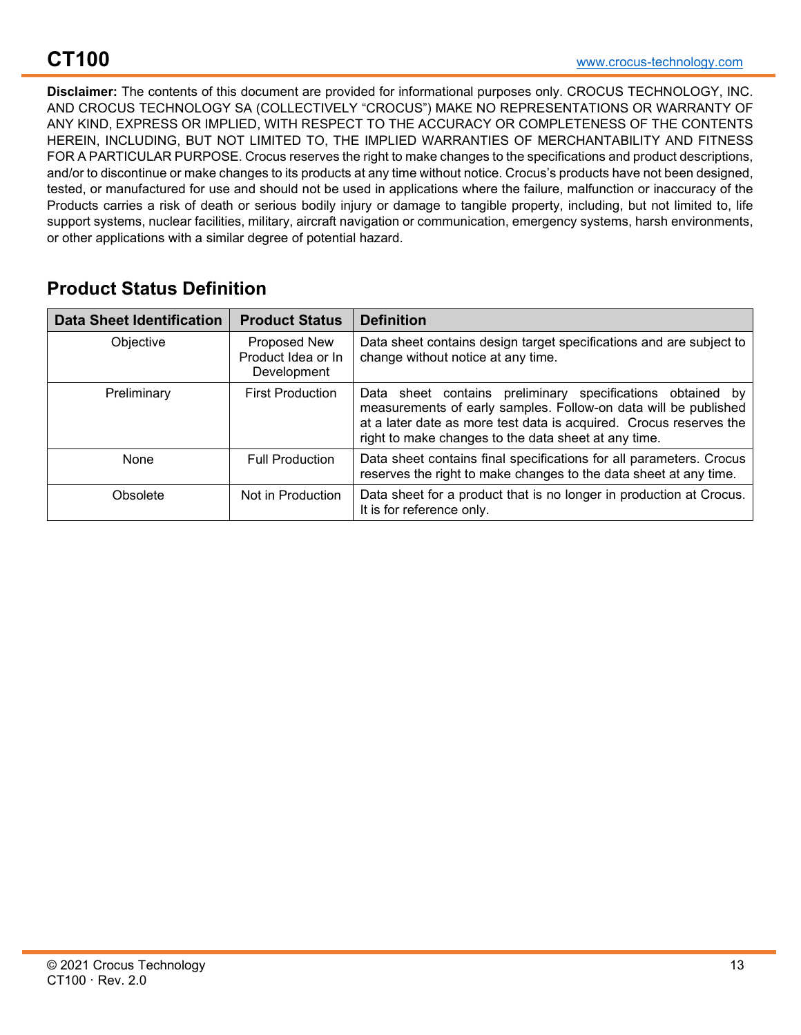**Disclaimer:** The contents of this document are provided for informational purposes only. CROCUS TECHNOLOGY, INC. AND CROCUS TECHNOLOGY SA (COLLECTIVELY "CROCUS") MAKE NO REPRESENTATIONS OR WARRANTY OF ANY KIND, EXPRESS OR IMPLIED, WITH RESPECT TO THE ACCURACY OR COMPLETENESS OF THE CONTENTS HEREIN, INCLUDING, BUT NOT LIMITED TO, THE IMPLIED WARRANTIES OF MERCHANTABILITY AND FITNESS FOR A PARTICULAR PURPOSE. Crocus reserves the right to make changes to the specifications and product descriptions, and/or to discontinue or make changes to its products at any time without notice. Crocus's products have not been designed, tested, or manufactured for use and should not be used in applications where the failure, malfunction or inaccuracy of the Products carries a risk of death or serious bodily injury or damage to tangible property, including, but not limited to, life support systems, nuclear facilities, military, aircraft navigation or communication, emergency systems, harsh environments, or other applications with a similar degree of potential hazard.

## Product Status Definition

| Data Sheet Identification | Product Status | Definition |
|---|---|---|
| Objective | Proposed New Product Idea or In Development | Data sheet contains design target specifications and are subject to change without notice at any time. |
| Preliminary | First Production | Data sheet contains preliminary specifications obtained by measurements of early samples. Follow-on data will be published at a later date as more test data is acquired. Crocus reserves the right to make changes to the data sheet at any time. |
| None | Full Production | Data sheet contains final specifications for all parameters. Crocus reserves the right to make changes to the data sheet at any time. |
| Obsolete | Not in Production | Data sheet for a product that is no longer in production at Crocus. It is for reference only. |